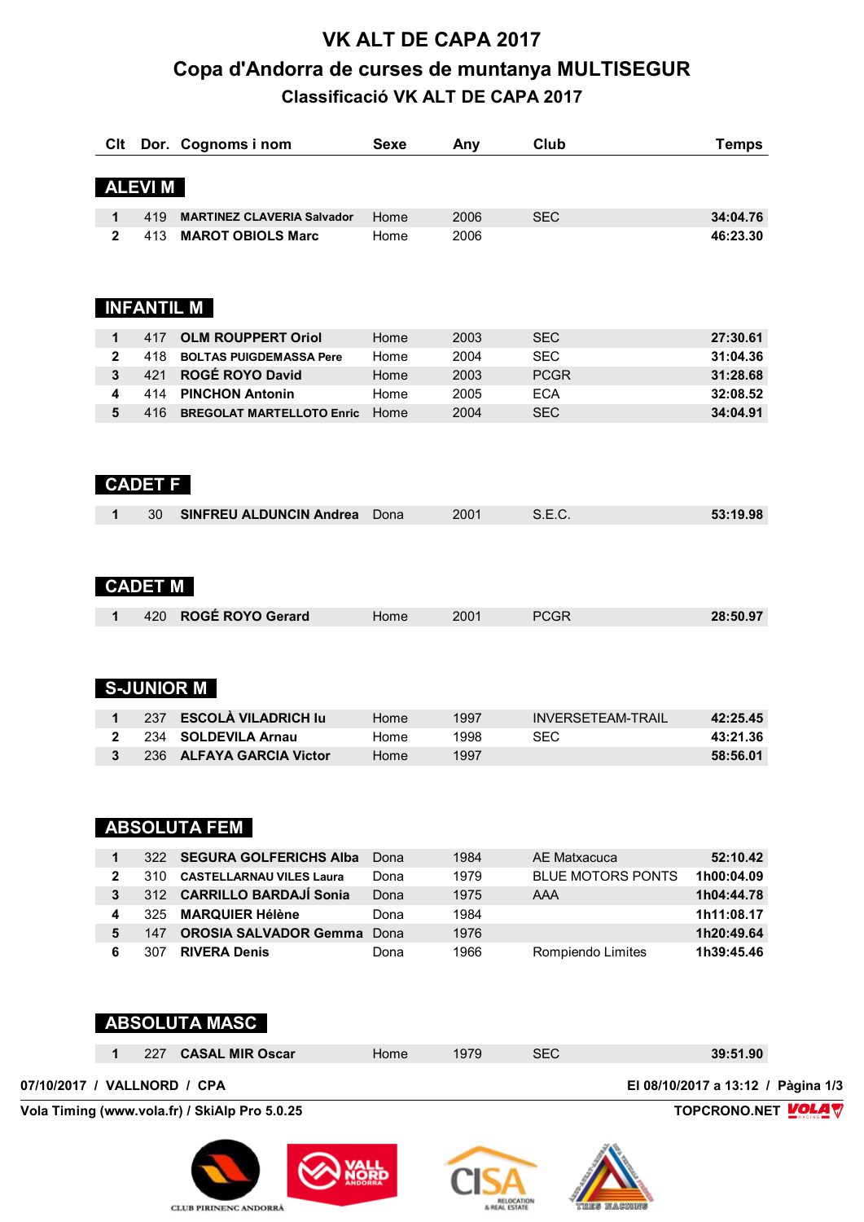# VK ALT DE CAPA 2017

## Copa d'Andorra de curses de muntanya MULTISEGUR

### Classificació VK ALT DE CAPA 2017

| Clt | Dor. | Cognoms i nom | Sexe | Any | Club | Temps |
|---|---|---|---|---|---|---|
| **ALEVI M** | | | | | | |
| 1 | 419 | **MARTINEZ CLAVERIA Salvador** | Home | 2006 | SEC | **34:04.76** |
| 2 | 413 | **MAROT OBIOLS Marc** | Home | 2006 | | **46:23.30** |
| **INFANTIL M** | | | | | | |
| 1 | 417 | **OLM ROUPPERT Oriol** | Home | 2003 | SEC | **27:30.61** |
| 2 | 418 | **BOLTAS PUIGDEMASSA Pere** | Home | 2004 | SEC | **31:04.36** |
| 3 | 421 | **ROGÉ ROYO David** | Home | 2003 | PCGR | **31:28.68** |
| 4 | 414 | **PINCHON Antonin** | Home | 2005 | ECA | **32:08.52** |
| 5 | 416 | **BREGOLAT MARTELLOTO Enric** | Home | 2004 | SEC | **34:04.91** |
| **CADET F** | | | | | | |
| 1 | 30 | **SINFREU ALDUNCIN Andrea** | Dona | 2001 | S.E.C. | **53:19.98** |
| **CADET M** | | | | | | |
| 1 | 420 | **ROGÉ ROYO Gerard** | Home | 2001 | PCGR | **28:50.97** |
| **S-JUNIOR M** | | | | | | |
| 1 | 237 | **ESCOLÀ VILADRICH Iu** | Home | 1997 | INVERSETEAM-TRAIL | **42:25.45** |
| 2 | 234 | **SOLDEVILA Arnau** | Home | 1998 | SEC | **43:21.36** |
| 3 | 236 | **ALFAYA GARCIA Victor** | Home | 1997 | | **58:56.01** |
| **ABSOLUTA FEM** | | | | | | |
| 1 | 322 | **SEGURA GOLFERICHS Alba** | Dona | 1984 | AE Matxacuca | **52:10.42** |
| 2 | 310 | **CASTELLARNAU VILES Laura** | Dona | 1979 | BLUE MOTORS PONTS | **1h00:04.09** |
| 3 | 312 | **CARRILLO BARDAJÍ Sonia** | Dona | 1975 | AAA | **1h04:44.78** |
| 4 | 325 | **MARQUIER Hélène** | Dona | 1984 | | **1h11:08.17** |
| 5 | 147 | **OROSIA SALVADOR Gemma** | Dona | 1976 | | **1h20:49.64** |
| 6 | 307 | **RIVERA Denis** | Dona | 1966 | Rompiendo Limites | **1h39:45.46** |
| **ABSOLUTA MASC** | | | | | | |
| 1 | 227 | **CASAL MIR Oscar** | Home | 1979 | SEC | **39:51.90** |

**07/10/2017 / VALLNORD / CPA** — **El 08/10/2017 a 13:12**

**Vola Timing (www.vola.fr) / SkiAlp Pro 5.0.25** — **TOPCRONO.NET**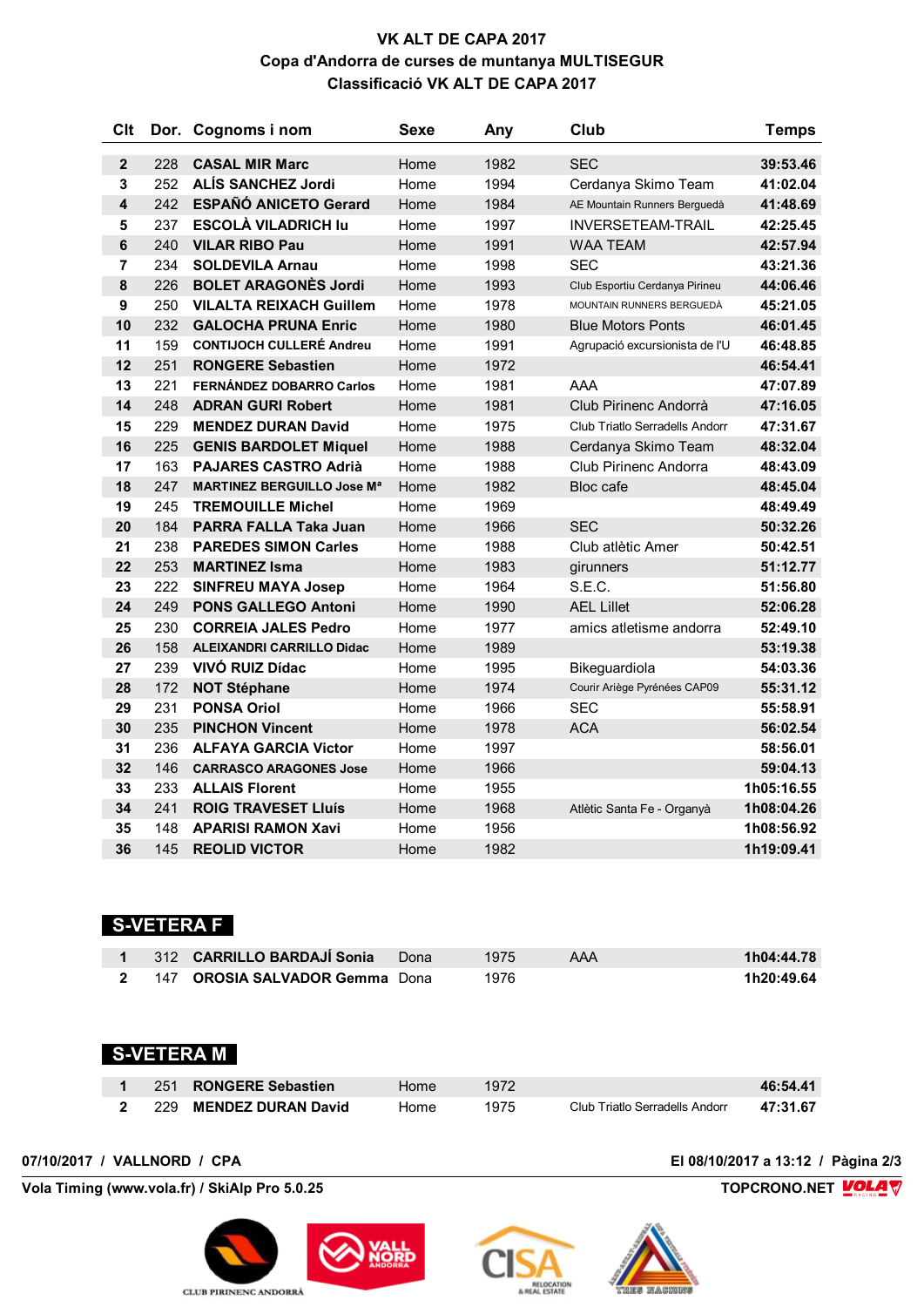# VK ALT DE CAPA 2017

## Copa d'Andorra de curses de muntanya MULTISEGUR

## Classificació VK ALT DE CAPA 2017

| Clt | Dor. | Cognoms i nom | Sexe | Any | Club | Temps |
|---|---|---|---|---|---|---|
| 2 | 228 | CASAL MIR Marc | Home | 1982 | SEC | 39:53.46 |
| 3 | 252 | ALÍS SANCHEZ Jordi | Home | 1994 | Cerdanya Skimo Team | 41:02.04 |
| 4 | 242 | ESPAÑÓ ANICETO Gerard | Home | 1984 | AE Mountain Runners Berguedà | 41:48.69 |
| 5 | 237 | ESCOLÀ VILADRICH Iu | Home | 1997 | INVERSETEAM-TRAIL | 42:25.45 |
| 6 | 240 | VILAR RIBO Pau | Home | 1991 | WAA TEAM | 42:57.94 |
| 7 | 234 | SOLDEVILA Arnau | Home | 1998 | SEC | 43:21.36 |
| 8 | 226 | BOLET ARAGONÈS Jordi | Home | 1993 | Club Esportiu Cerdanya Pirineu | 44:06.46 |
| 9 | 250 | VILALTA REIXACH Guillem | Home | 1978 | MOUNTAIN RUNNERS BERGUEDÀ | 45:21.05 |
| 10 | 232 | GALOCHA PRUNA Enric | Home | 1980 | Blue Motors Ponts | 46:01.45 |
| 11 | 159 | CONTIJOCH CULLERÉ Andreu | Home | 1991 | Agrupació excursionista de l'U | 46:48.85 |
| 12 | 251 | RONGERE Sebastien | Home | 1972 | | 46:54.41 |
| 13 | 221 | FERNÁNDEZ DOBARRO Carlos | Home | 1981 | AAA | 47:07.89 |
| 14 | 248 | ADRAN GURI Robert | Home | 1981 | Club Pirinenc Andorrà | 47:16.05 |
| 15 | 229 | MENDEZ DURAN David | Home | 1975 | Club Triatlo Serradells Andorr | 47:31.67 |
| 16 | 225 | GENIS BARDOLET Miquel | Home | 1988 | Cerdanya Skimo Team | 48:32.04 |
| 17 | 163 | PAJARES CASTRO Adrià | Home | 1988 | Club Pirinenc Andorra | 48:43.09 |
| 18 | 247 | MARTINEZ BERGUILLO Jose Mª | Home | 1982 | Bloc cafe | 48:45.04 |
| 19 | 245 | TREMOUILLE Michel | Home | 1969 | | 48:49.49 |
| 20 | 184 | PARRA FALLA Taka Juan | Home | 1966 | SEC | 50:32.26 |
| 21 | 238 | PAREDES SIMON Carles | Home | 1988 | Club atlètic Amer | 50:42.51 |
| 22 | 253 | MARTINEZ Isma | Home | 1983 | girunners | 51:12.77 |
| 23 | 222 | SINFREU MAYA Josep | Home | 1964 | S.E.C. | 51:56.80 |
| 24 | 249 | PONS GALLEGO Antoni | Home | 1990 | AEL Lillet | 52:06.28 |
| 25 | 230 | CORREIA JALES Pedro | Home | 1977 | amics atletisme andorra | 52:49.10 |
| 26 | 158 | ALEIXANDRI CARRILLO Didac | Home | 1989 | | 53:19.38 |
| 27 | 239 | VIVÓ RUIZ Dídac | Home | 1995 | Bikeguardiola | 54:03.36 |
| 28 | 172 | NOT Stéphane | Home | 1974 | Courir Ariège Pyrénées CAP09 | 55:31.12 |
| 29 | 231 | PONSA Oriol | Home | 1966 | SEC | 55:58.91 |
| 30 | 235 | PINCHON Vincent | Home | 1978 | ACA | 56:02.54 |
| 31 | 236 | ALFAYA GARCIA Victor | Home | 1997 | | 58:56.01 |
| 32 | 146 | CARRASCO ARAGONES Jose | Home | 1966 | | 59:04.13 |
| 33 | 233 | ALLAIS Florent | Home | 1955 | | 1h05:16.55 |
| 34 | 241 | ROIG TRAVESET Lluís | Home | 1968 | Atlètic Santa Fe - Organyà | 1h08:04.26 |
| 35 | 148 | APARISI RAMON Xavi | Home | 1956 | | 1h08:56.92 |
| 36 | 145 | REOLID VICTOR | Home | 1982 | | 1h19:09.41 |

## S-VETERA F

| Clt | Dor. | Cognoms i nom | Sexe | Any | Club | Temps |
|---|---|---|---|---|---|---|
| 1 | 312 | CARRILLO BARDAJÍ Sonia | Dona | 1975 | AAA | 1h04:44.78 |
| 2 | 147 | OROSIA SALVADOR Gemma | Dona | 1976 | | 1h20:49.64 |

## S-VETERA M

| Clt | Dor. | Cognoms i nom | Sexe | Any | Club | Temps |
|---|---|---|---|---|---|---|
| 1 | 251 | RONGERE Sebastien | Home | 1972 | | 46:54.41 |
| 2 | 229 | MENDEZ DURAN David | Home | 1975 | Club Triatlo Serradells Andorr | 47:31.67 |

07/10/2017 / VALLNORD / CPA — El 08/10/2017 a 13:12

Vola Timing (www.vola.fr) / SkiAlp Pro 5.0.25 — TOPCRONO.NET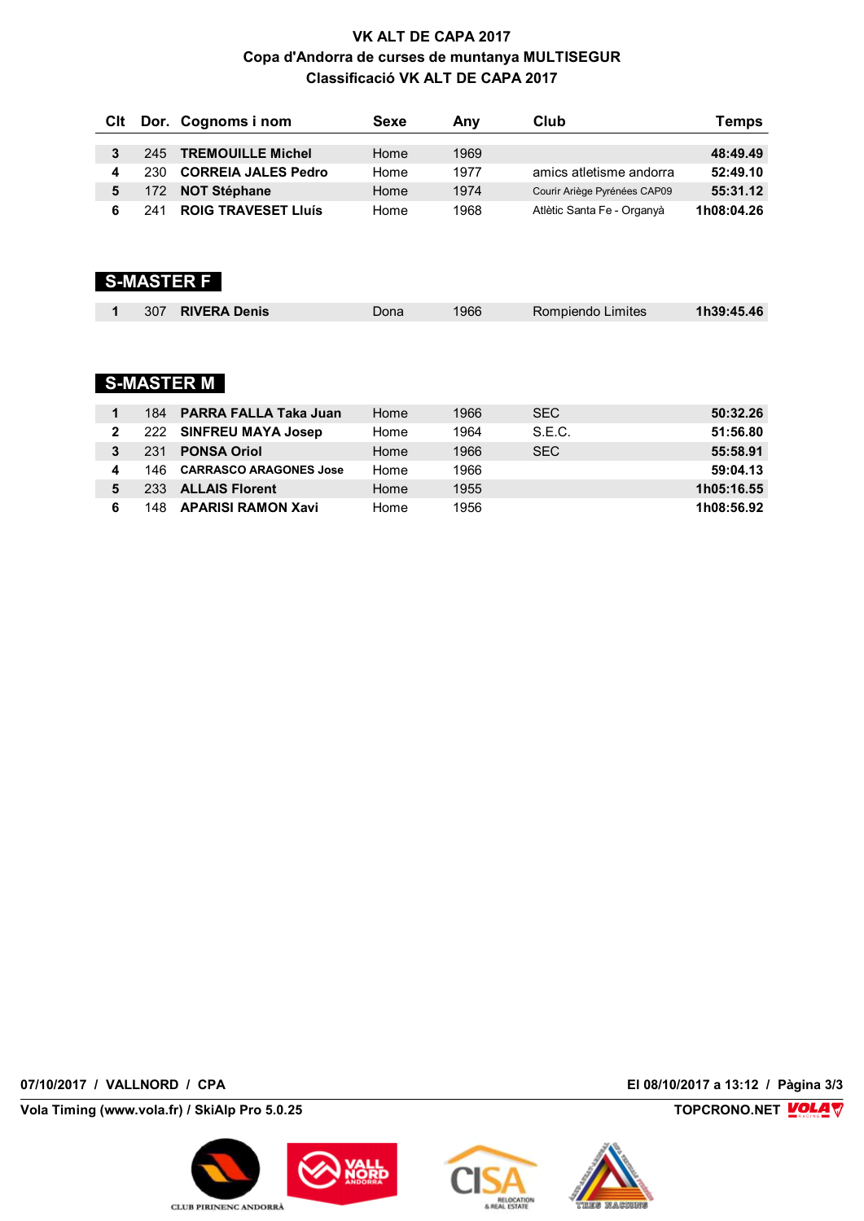# VK ALT DE CAPA 2017

## Copa d'Andorra de curses de muntanya MULTISEGUR

## Classificació VK ALT DE CAPA 2017

| Clt | Dor. | Cognoms i nom | Sexe | Any | Club | Temps |
|---|---|---|---|---|---|---|
| 3 | 245 | **TREMOUILLE Michel** | Home | 1969 | | **48:49.49** |
| 4 | 230 | **CORREIA JALES Pedro** | Home | 1977 | amics atletisme andorra | **52:49.10** |
| 5 | 172 | **NOT Stéphane** | Home | 1974 | Courir Ariège Pyrénées CAP09 | **55:31.12** |
| 6 | 241 | **ROIG TRAVESET Lluís** | Home | 1968 | Atlètic Santa Fe - Organyà | **1h08:04.26** |

### S-MASTER F

| Clt | Dor. | Cognoms i nom | Sexe | Any | Club | Temps |
|---|---|---|---|---|---|---|
| 1 | 307 | **RIVERA Denis** | Dona | 1966 | Rompiendo Limites | **1h39:45.46** |

### S-MASTER M

| Clt | Dor. | Cognoms i nom | Sexe | Any | Club | Temps |
|---|---|---|---|---|---|---|
| 1 | 184 | **PARRA FALLA Taka Juan** | Home | 1966 | SEC | **50:32.26** |
| 2 | 222 | **SINFREU MAYA Josep** | Home | 1964 | S.E.C. | **51:56.80** |
| 3 | 231 | **PONSA Oriol** | Home | 1966 | SEC | **55:58.91** |
| 4 | 146 | **CARRASCO ARAGONES Jose** | Home | 1966 | | **59:04.13** |
| 5 | 233 | **ALLAIS Florent** | Home | 1955 | | **1h05:16.55** |
| 6 | 148 | **APARISI RAMON Xavi** | Home | 1956 | | **1h08:56.92** |

**07/10/2017 / VALLNORD / CPA** — **El 08/10/2017 a 13:12**

**Vola Timing (www.vola.fr) / SkiAlp Pro 5.0.25** — **TOPCRONO.NET**